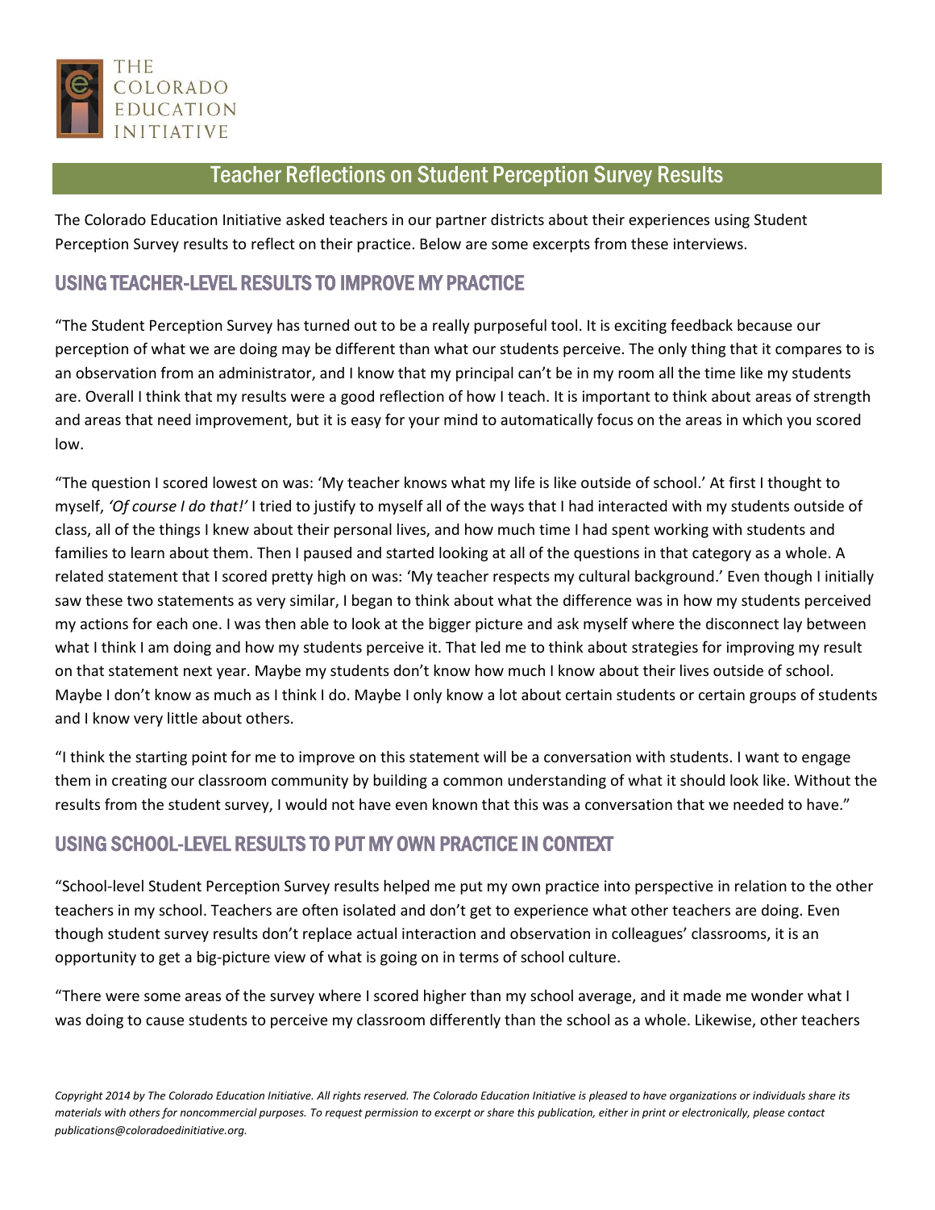THE COLORADO EDUCATION INITIATIVE

# Teacher Reflections on Student Perception Survey Results

The Colorado Education Initiative asked teachers in our partner districts about their experiences using Student Perception Survey results to reflect on their practice. Below are some excerpts from these interviews.

## USING TEACHER-LEVEL RESULTS TO IMPROVE MY PRACTICE

"The Student Perception Survey has turned out to be a really purposeful tool. It is exciting feedback because our perception of what we are doing may be different than what our students perceive. The only thing that it compares to is an observation from an administrator, and I know that my principal can't be in my room all the time like my students are. Overall I think that my results were a good reflection of how I teach. It is important to think about areas of strength and areas that need improvement, but it is easy for your mind to automatically focus on the areas in which you scored low.

"The question I scored lowest on was: 'My teacher knows what my life is like outside of school.' At first I thought to myself, *'Of course I do that!'* I tried to justify to myself all of the ways that I had interacted with my students outside of class, all of the things I knew about their personal lives, and how much time I had spent working with students and families to learn about them. Then I paused and started looking at all of the questions in that category as a whole. A related statement that I scored pretty high on was: 'My teacher respects my cultural background.' Even though I initially saw these two statements as very similar, I began to think about what the difference was in how my students perceived my actions for each one. I was then able to look at the bigger picture and ask myself where the disconnect lay between what I think I am doing and how my students perceive it. That led me to think about strategies for improving my result on that statement next year. Maybe my students don't know how much I know about their lives outside of school. Maybe I don't know as much as I think I do. Maybe I only know a lot about certain students or certain groups of students and I know very little about others.

"I think the starting point for me to improve on this statement will be a conversation with students. I want to engage them in creating our classroom community by building a common understanding of what it should look like. Without the results from the student survey, I would not have even known that this was a conversation that we needed to have."

## USING SCHOOL-LEVEL RESULTS TO PUT MY OWN PRACTICE IN CONTEXT

"School-level Student Perception Survey results helped me put my own practice into perspective in relation to the other teachers in my school. Teachers are often isolated and don't get to experience what other teachers are doing. Even though student survey results don't replace actual interaction and observation in colleagues' classrooms, it is an opportunity to get a big-picture view of what is going on in terms of school culture.

"There were some areas of the survey where I scored higher than my school average, and it made me wonder what I was doing to cause students to perceive my classroom differently than the school as a whole. Likewise, other teachers

*Copyright 2014 by The Colorado Education Initiative. All rights reserved. The Colorado Education Initiative is pleased to have organizations or individuals share its materials with others for noncommercial purposes. To request permission to excerpt or share this publication, either in print or electronically, please contact publications@coloradoedinitiative.org.*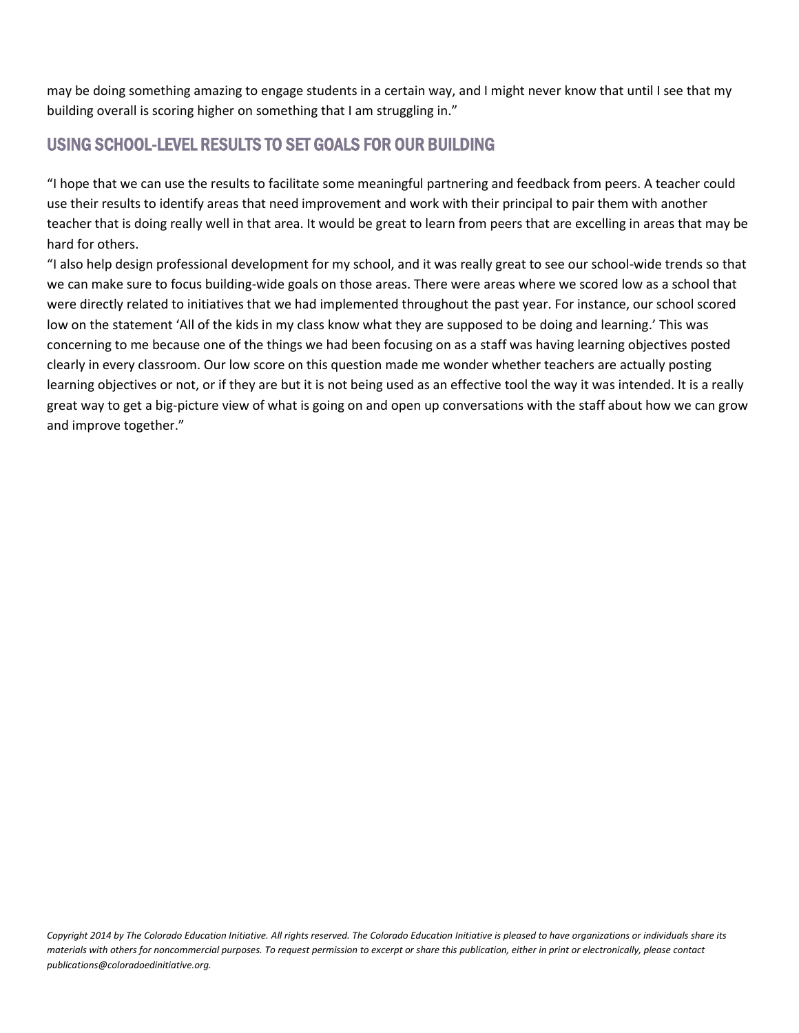may be doing something amazing to engage students in a certain way, and I might never know that until I see that my building overall is scoring higher on something that I am struggling in."

## USING SCHOOL-LEVEL RESULTS TO SET GOALS FOR OUR BUILDING

"I hope that we can use the results to facilitate some meaningful partnering and feedback from peers. A teacher could use their results to identify areas that need improvement and work with their principal to pair them with another teacher that is doing really well in that area. It would be great to learn from peers that are excelling in areas that may be hard for others.

"I also help design professional development for my school, and it was really great to see our school-wide trends so that we can make sure to focus building-wide goals on those areas. There were areas where we scored low as a school that were directly related to initiatives that we had implemented throughout the past year. For instance, our school scored low on the statement 'All of the kids in my class know what they are supposed to be doing and learning.' This was concerning to me because one of the things we had been focusing on as a staff was having learning objectives posted clearly in every classroom. Our low score on this question made me wonder whether teachers are actually posting learning objectives or not, or if they are but it is not being used as an effective tool the way it was intended. It is a really great way to get a big-picture view of what is going on and open up conversations with the staff about how we can grow and improve together."

*Copyright 2014 by The Colorado Education Initiative. All rights reserved. The Colorado Education Initiative is pleased to have organizations or individuals share its materials with others for noncommercial purposes. To request permission to excerpt or share this publication, either in print or electronically, please contact publications@coloradoedinitiative.org.*